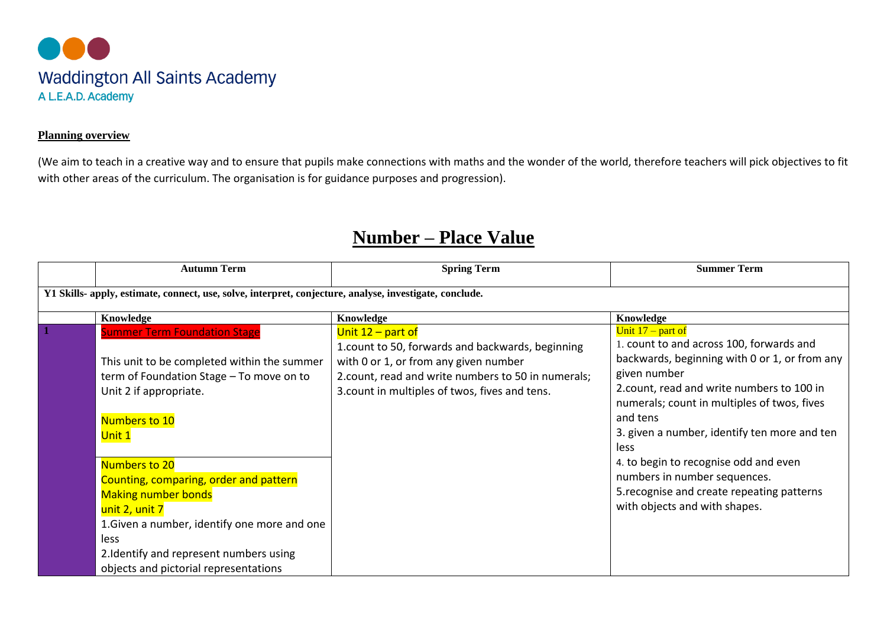Waddington All Saints Academy

A L.E.A.D. Academy

**Planning overview**

(We aim to teach in a creative way and to ensure that pupils make connections with maths and the wonder of the world, therefore teachers will pick objectives to fit with other areas of the curriculum. The organisation is for guidance purposes and progression).

# Number – Place Value

| | Autumn Term | Spring Term | Summer Term |
|---|---|---|---|
| **Y1 Skills- apply, estimate, connect, use, solve, interpret, conjecture, analyse, investigate, conclude.** | | | |
| | **Knowledge** | **Knowledge** | **Knowledge** |
| **1** | Summer Term Foundation Stage<br><br>This unit to be completed within the summer term of Foundation Stage – To move on to Unit 2 if appropriate.<br><br>Numbers to 10<br>Unit 1<br><br>Numbers to 20<br>Counting, comparing, order and pattern<br>Making number bonds<br>unit 2, unit 7<br>1.Given a number, identify one more and one less<br>2.Identify and represent numbers using objects and pictorial representations | Unit 12 – part of<br>1.count to 50, forwards and backwards, beginning with 0 or 1, or from any given number<br>2.count, read and write numbers to 50 in numerals;<br>3.count in multiples of twos, fives and tens. | Unit 17 – part of<br>1. count to and across 100, forwards and backwards, beginning with 0 or 1, or from any given number<br>2.count, read and write numbers to 100 in numerals; count in multiples of twos, fives and tens<br>3. given a number, identify ten more and ten less<br>4. to begin to recognise odd and even numbers in number sequences.<br>5.recognise and create repeating patterns with objects and with shapes. |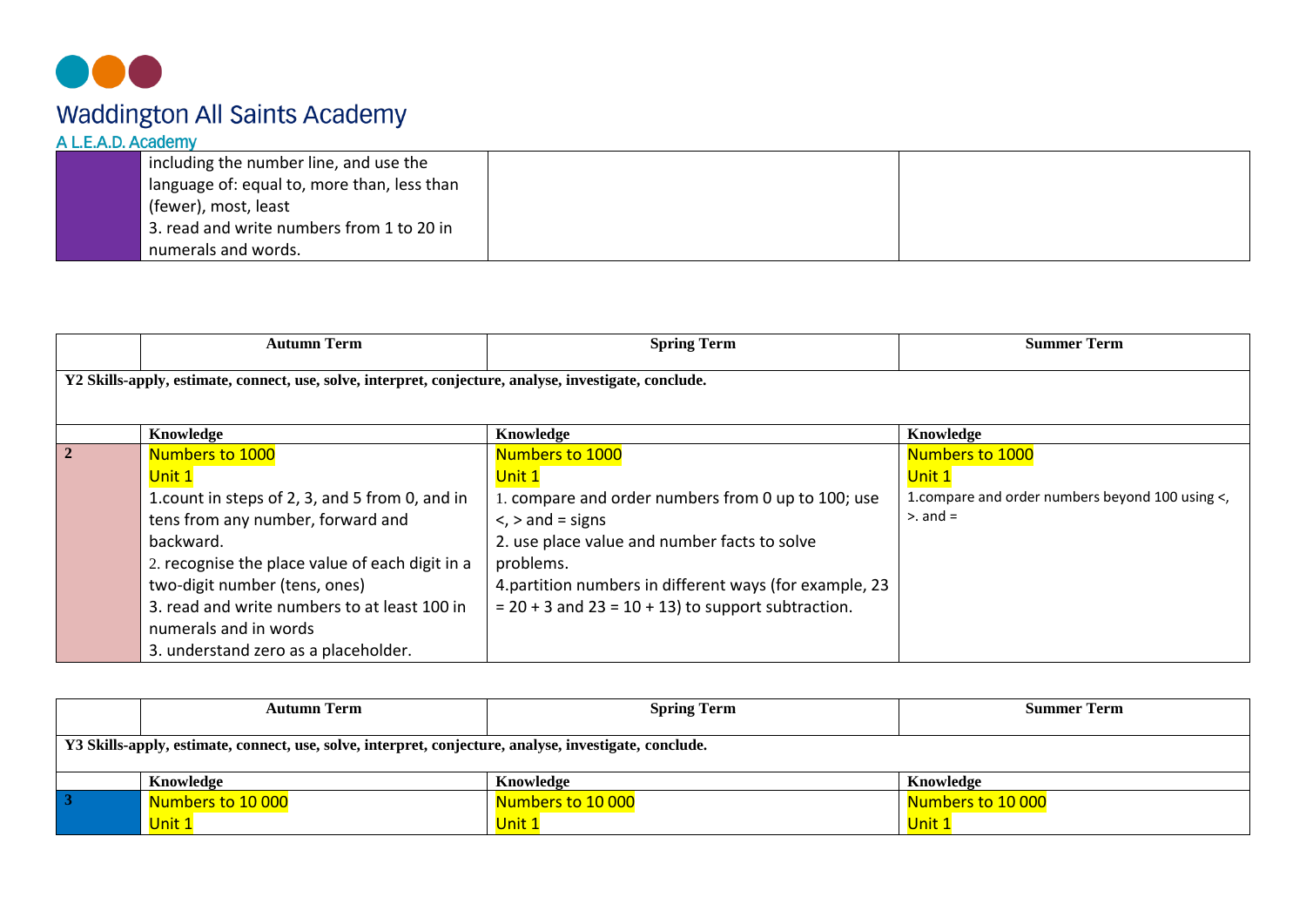| | | | |
|---|---|---|---|
| | including the number line, and use the language of: equal to, more than, less than (fewer), most, least<br>3. read and write numbers from 1 to 20 in numerals and words. | | |

| | Autumn Term | Spring Term | Summer Term |
|---|---|---|---|
| **Y2 Skills-apply, estimate, connect, use, solve, interpret, conjecture, analyse, investigate, conclude.** | | | |
| | **Knowledge** | **Knowledge** | **Knowledge** |
| **2** | Numbers to 1000<br>Unit 1<br>1.count in steps of 2, 3, and 5 from 0, and in tens from any number, forward and backward.<br>2. recognise the place value of each digit in a two-digit number (tens, ones)<br>3. read and write numbers to at least 100 in numerals and in words<br>3. understand zero as a placeholder. | Numbers to 1000<br>Unit 1<br>1. compare and order numbers from 0 up to 100; use <, > and = signs<br>2. use place value and number facts to solve problems.<br>4.partition numbers in different ways (for example, 23 = 20 + 3 and 23 = 10 + 13) to support subtraction. | Numbers to 1000<br>Unit 1<br>1.compare and order numbers beyond 100 using <, >. and = |

| | Autumn Term | Spring Term | Summer Term |
|---|---|---|---|
| **Y3 Skills-apply, estimate, connect, use, solve, interpret, conjecture, analyse, investigate, conclude.** | | | |
| | **Knowledge** | **Knowledge** | **Knowledge** |
| **3** | Numbers to 10 000<br>Unit 1 | Numbers to 10 000<br>Unit 1 | Numbers to 10 000<br>Unit 1 |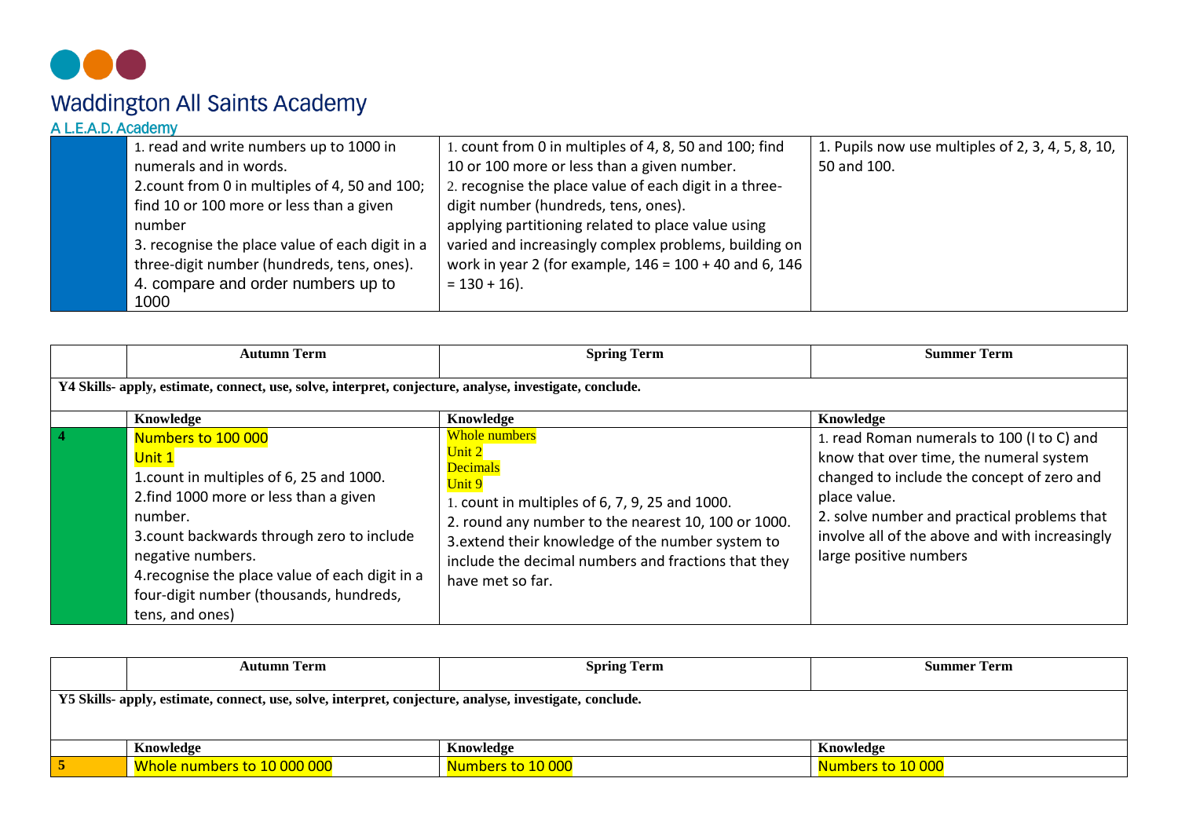# Waddington All Saints Academy

A L.E.A.D. Academy

| | | | |
|---|---|---|---|
| | 1. read and write numbers up to 1000 in numerals and in words.<br>2.count from 0 in multiples of 4, 50 and 100; find 10 or 100 more or less than a given number<br>3. recognise the place value of each digit in a three-digit number (hundreds, tens, ones).<br>4. compare and order numbers up to 1000 | 1. count from 0 in multiples of 4, 8, 50 and 100; find 10 or 100 more or less than a given number.<br>2. recognise the place value of each digit in a three-digit number (hundreds, tens, ones).<br>applying partitioning related to place value using varied and increasingly complex problems, building on work in year 2 (for example, 146 = 100 + 40 and 6, 146 = 130 + 16). | 1. Pupils now use multiples of 2, 3, 4, 5, 8, 10, 50 and 100. |

| | Autumn Term | Spring Term | Summer Term |
|---|---|---|---|
| **Y4 Skills- apply, estimate, connect, use, solve, interpret, conjecture, analyse, investigate, conclude.** | | | |
| | **Knowledge** | **Knowledge** | **Knowledge** |
| **4** | Numbers to 100 000<br>Unit 1<br>1.count in multiples of 6, 25 and 1000.<br>2.find 1000 more or less than a given number.<br>3.count backwards through zero to include negative numbers.<br>4.recognise the place value of each digit in a four-digit number (thousands, hundreds, tens, and ones) | Whole numbers<br>Unit 2<br>Decimals<br>Unit 9<br>1. count in multiples of 6, 7, 9, 25 and 1000.<br>2. round any number to the nearest 10, 100 or 1000.<br>3.extend their knowledge of the number system to include the decimal numbers and fractions that they have met so far. | 1. read Roman numerals to 100 (I to C) and know that over time, the numeral system changed to include the concept of zero and place value.<br>2. solve number and practical problems that involve all of the above and with increasingly large positive numbers |

| | Autumn Term | Spring Term | Summer Term |
|---|---|---|---|
| **Y5 Skills- apply, estimate, connect, use, solve, interpret, conjecture, analyse, investigate, conclude.** | | | |
| | **Knowledge** | **Knowledge** | **Knowledge** |
| **5** | Whole numbers to 10 000 000 | Numbers to 10 000 | Numbers to 10 000 |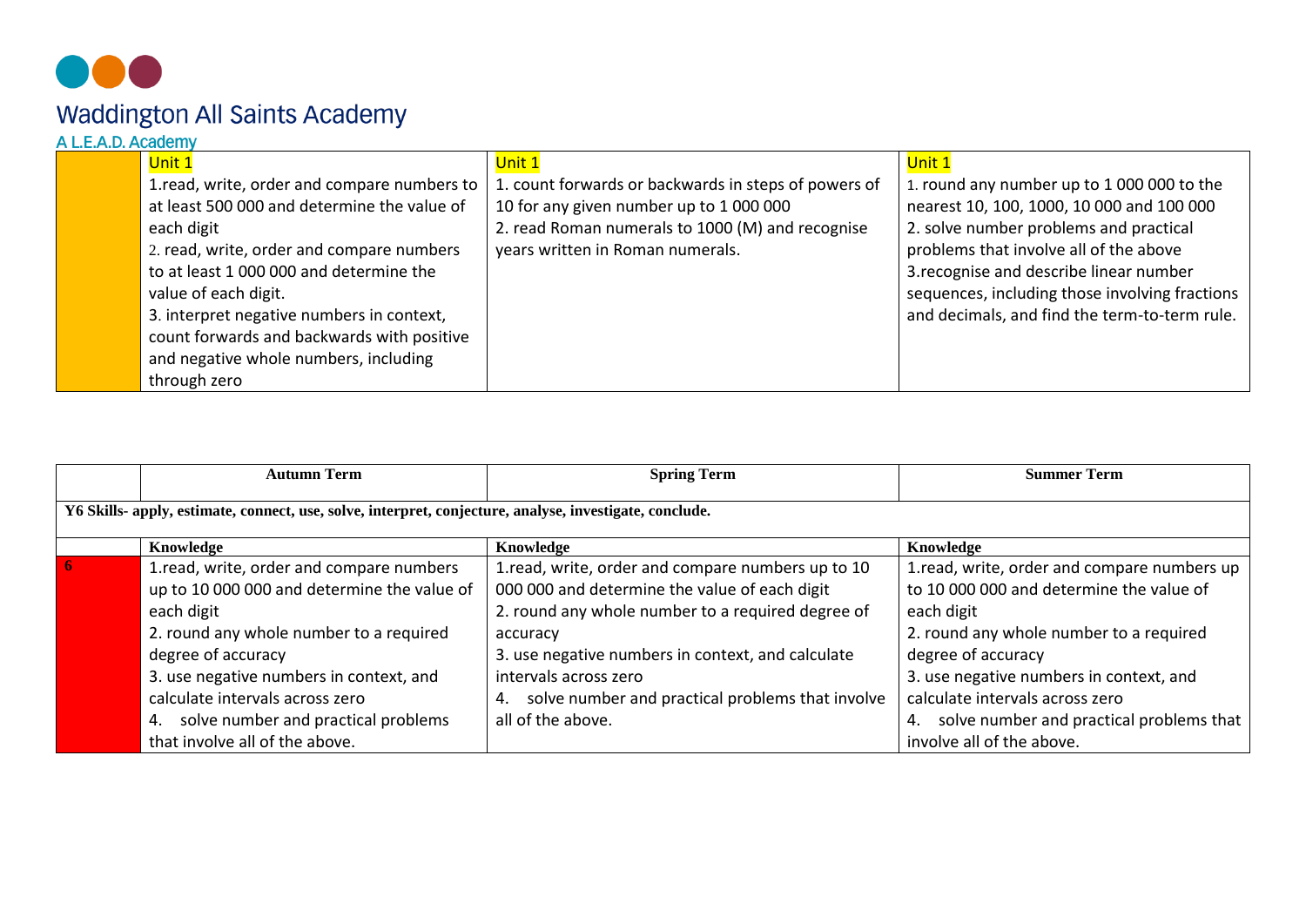# Waddington All Saints Academy

A L.E.A.D. Academy

| | | | |
|---|---|---|---|
| | Unit 1<br>1.read, write, order and compare numbers to at least 500 000 and determine the value of each digit<br>2. read, write, order and compare numbers to at least 1 000 000 and determine the value of each digit.<br>3. interpret negative numbers in context, count forwards and backwards with positive and negative whole numbers, including through zero | Unit 1<br>1. count forwards or backwards in steps of powers of 10 for any given number up to 1 000 000<br>2. read Roman numerals to 1000 (M) and recognise years written in Roman numerals. | Unit 1<br>1. round any number up to 1 000 000 to the nearest 10, 100, 1000, 10 000 and 100 000<br>2. solve number problems and practical problems that involve all of the above<br>3.recognise and describe linear number sequences, including those involving fractions and decimals, and find the term-to-term rule. |

| | Autumn Term | Spring Term | Summer Term |
|---|---|---|---|
| **Y6 Skills- apply, estimate, connect, use, solve, interpret, conjecture, analyse, investigate, conclude.** | | | |
| | **Knowledge** | **Knowledge** | **Knowledge** |
| 6 | 1.read, write, order and compare numbers up to 10 000 000 and determine the value of each digit<br>2. round any whole number to a required degree of accuracy<br>3. use negative numbers in context, and calculate intervals across zero<br>4. solve number and practical problems that involve all of the above. | 1.read, write, order and compare numbers up to 10 000 000 and determine the value of each digit<br>2. round any whole number to a required degree of accuracy<br>3. use negative numbers in context, and calculate intervals across zero<br>4. solve number and practical problems that involve all of the above. | 1.read, write, order and compare numbers up to 10 000 000 and determine the value of each digit<br>2. round any whole number to a required degree of accuracy<br>3. use negative numbers in context, and calculate intervals across zero<br>4. solve number and practical problems that involve all of the above. |